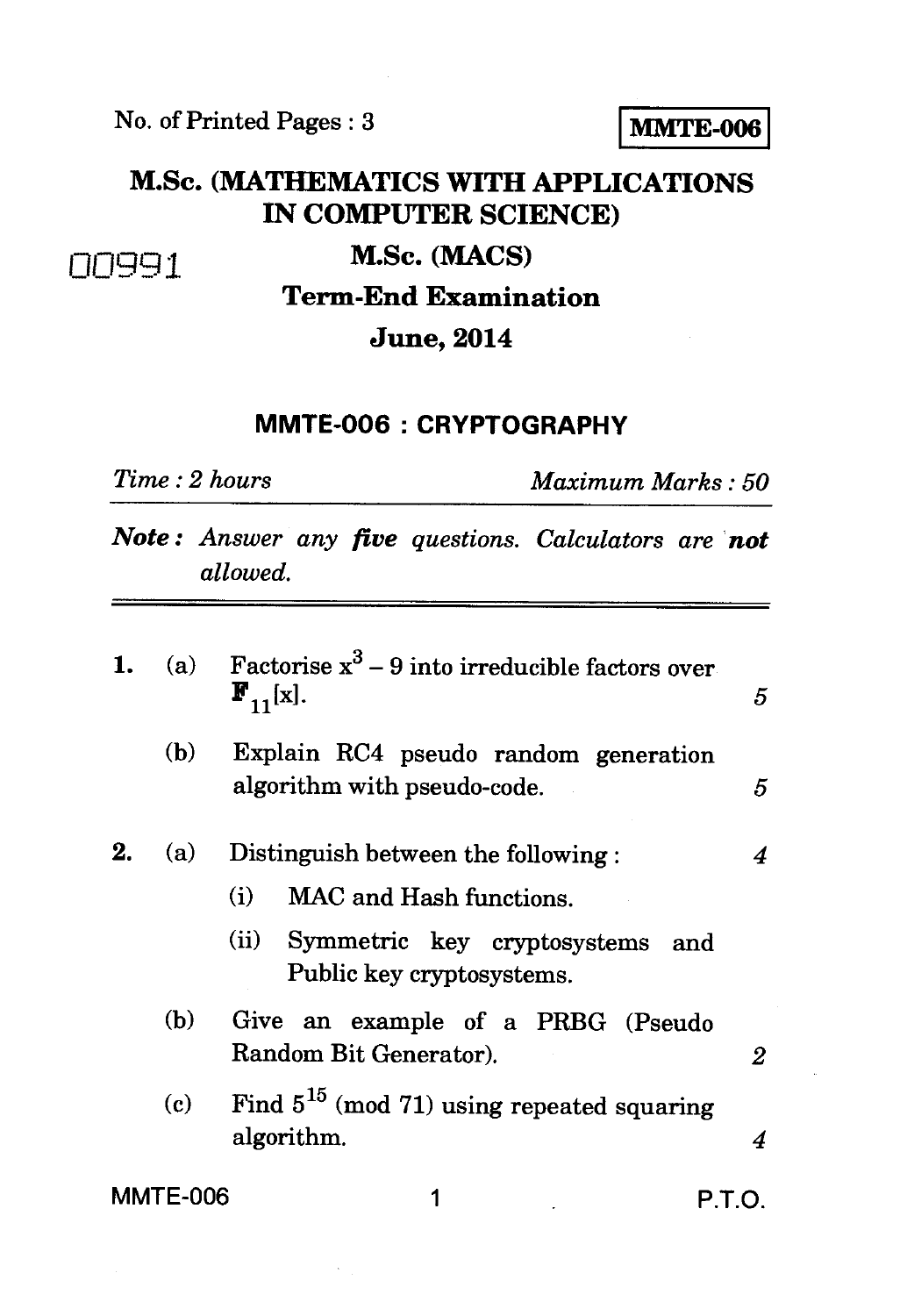No. of Printed Pages : 3

**MMTE-006**

# M.Sc. (MATHEMATICS WITH APPLICATIONS IN COMPUTER SCIENCE)

00991

## M.Sc. (MACS)

## Term-End Examination

## June, 2014

### MMTE-006 : CRYPTOGRAPHY

*Time : 2 hours* *Maximum Marks : 50*

***Note :*** *Answer any **five** questions. Calculators are **not** allowed.*

---

**1.** (a) Factorise $x^3 - 9$ into irreducible factors over $\mathbb{F}_{11}[x]$. *5*

(b) Explain RC4 pseudo random generation algorithm with pseudo-code. *5*

**2.** (a) Distinguish between the following : *4*

(i) MAC and Hash functions.

(ii) Symmetric key cryptosystems and Public key cryptosystems.

(b) Give an example of a PRBG (Pseudo Random Bit Generator). *2*

(c) Find $5^{15}$ (mod 71) using repeated squaring algorithm. *4*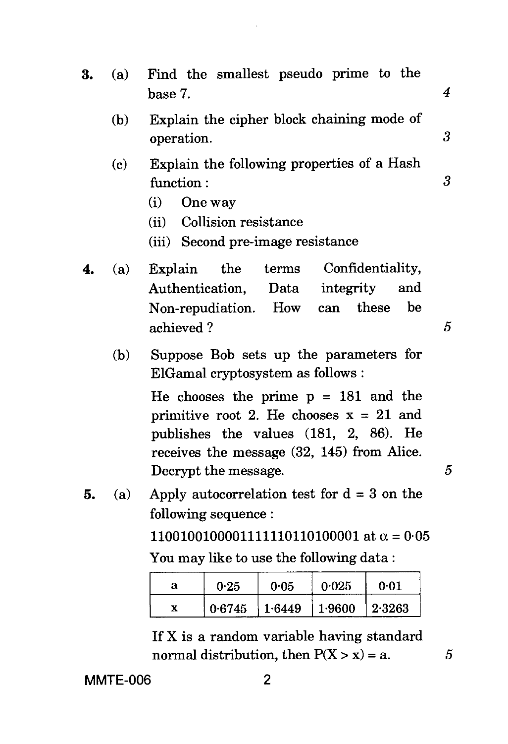3. (a) Find the smallest pseudo prime to the base 7. 4

   (b) Explain the cipher block chaining mode of operation. 3

   (c) Explain the following properties of a Hash function : 3

   (i) One way

   (ii) Collision resistance

   (iii) Second pre-image resistance

4. (a) Explain the terms Confidentiality, Authentication, Data integrity and Non-repudiation. How can these be achieved ? 5

   (b) Suppose Bob sets up the parameters for ElGamal cryptosystem as follows :

   He chooses the prime p = 181 and the primitive root 2. He chooses x = 21 and publishes the values (181, 2, 86). He receives the message (32, 145) from Alice. Decrypt the message. 5

5. (a) Apply autocorrelation test for d = 3 on the following sequence :

   11001001000011111101101000001 at $\alpha = 0{\cdot}05$

   You may like to use the following data :

| a | 0·25 | 0·05 | 0·025 | 0·01 |
|---|---|---|---|---|
| x | 0·6745 | 1·6449 | 1·9600 | 2·3263 |

   If X is a random variable having standard normal distribution, then $P(X > x) = a$. 5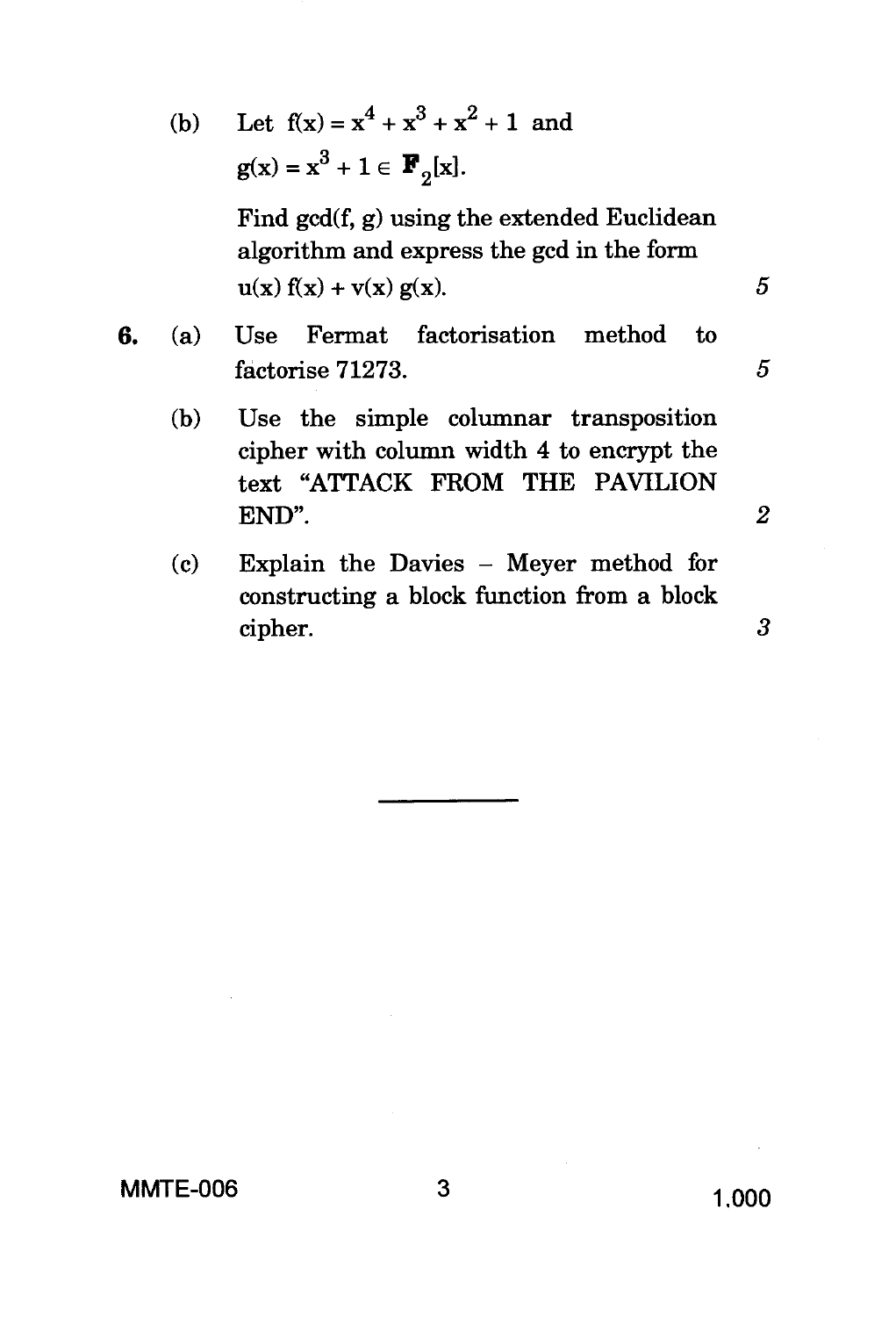(b) Let $f(x) = x^4 + x^3 + x^2 + 1$ and $g(x) = x^3 + 1 \in \mathbb{F}_2[x]$.

Find gcd(f, g) using the extended Euclidean algorithm and express the gcd in the form $u(x) f(x) + v(x) g(x)$. 5

**6.** (a) Use Fermat factorisation method to factorise 71273. 5

(b) Use the simple columnar transposition cipher with column width 4 to encrypt the text "ATTACK FROM THE PAVILION END". 2

(c) Explain the Davies – Meyer method for constructing a block function from a block cipher. 3